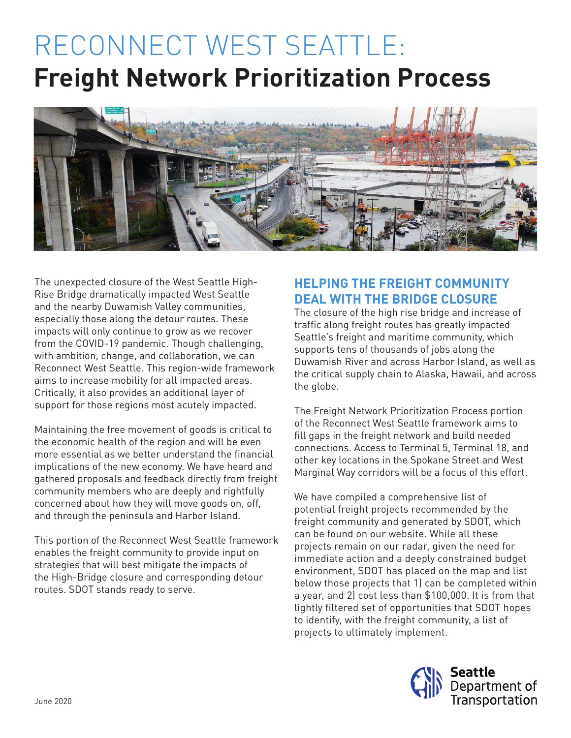# RECONNECT WEST SEATTLE:
# Freight Network Prioritization Process

The unexpected closure of the West Seattle High-Rise Bridge dramatically impacted West Seattle and the nearby Duwamish Valley communities, especially those along the detour routes. These impacts will only continue to grow as we recover from the COVID-19 pandemic. Though challenging, with ambition, change, and collaboration, we can Reconnect West Seattle. This region-wide framework aims to increase mobility for all impacted areas. Critically, it also provides an additional layer of support for those regions most acutely impacted.

Maintaining the free movement of goods is critical to the economic health of the region and will be even more essential as we better understand the financial implications of the new economy. We have heard and gathered proposals and feedback directly from freight community members who are deeply and rightfully concerned about how they will move goods on, off, and through the peninsula and Harbor Island.

This portion of the Reconnect West Seattle framework enables the freight community to provide input on strategies that will best mitigate the impacts of the High-Bridge closure and corresponding detour routes. SDOT stands ready to serve.

## HELPING THE FREIGHT COMMUNITY DEAL WITH THE BRIDGE CLOSURE

The closure of the high rise bridge and increase of traffic along freight routes has greatly impacted Seattle's freight and maritime community, which supports tens of thousands of jobs along the Duwamish River and across Harbor Island, as well as the critical supply chain to Alaska, Hawaii, and across the globe.

The Freight Network Prioritization Process portion of the Reconnect West Seattle framework aims to fill gaps in the freight network and build needed connections. Access to Terminal 5, Terminal 18, and other key locations in the Spokane Street and West Marginal Way corridors will be a focus of this effort.

We have compiled a comprehensive list of potential freight projects recommended by the freight community and generated by SDOT, which can be found on our website. While all these projects remain on our radar, given the need for immediate action and a deeply constrained budget environment, SDOT has placed on the map and list below those projects that 1) can be completed within a year, and 2) cost less than $100,000. It is from that lightly filtered set of opportunities that SDOT hopes to identify, with the freight community, a list of projects to ultimately implement.

June 2020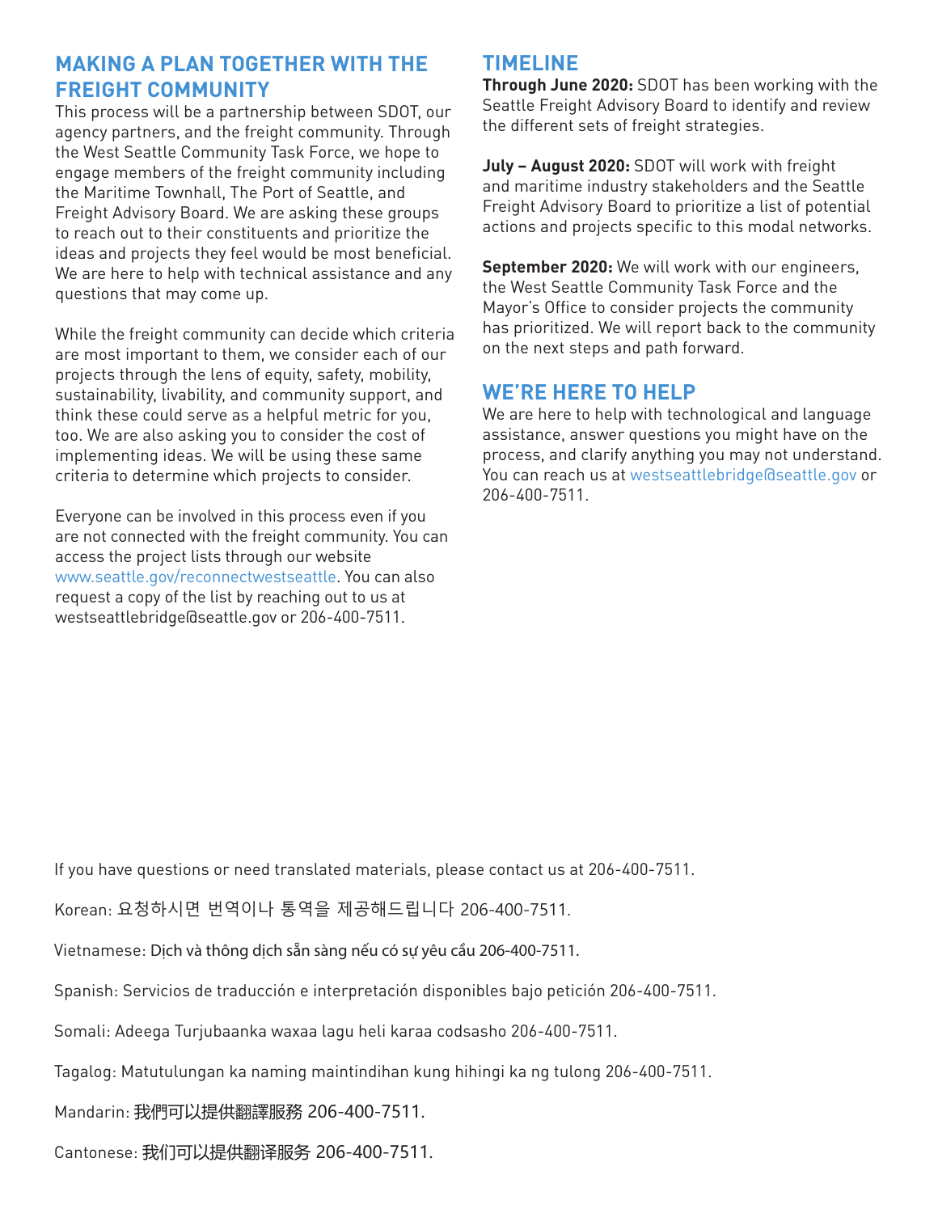## MAKING A PLAN TOGETHER WITH THE FREIGHT COMMUNITY

This process will be a partnership between SDOT, our agency partners, and the freight community. Through the West Seattle Community Task Force, we hope to engage members of the freight community including the Maritime Townhall, The Port of Seattle, and Freight Advisory Board. We are asking these groups to reach out to their constituents and prioritize the ideas and projects they feel would be most beneficial. We are here to help with technical assistance and any questions that may come up.

While the freight community can decide which criteria are most important to them, we consider each of our projects through the lens of equity, safety, mobility, sustainability, livability, and community support, and think these could serve as a helpful metric for you, too. We are also asking you to consider the cost of implementing ideas. We will be using these same criteria to determine which projects to consider.

Everyone can be involved in this process even if you are not connected with the freight community. You can access the project lists through our website www.seattle.gov/reconnectwestseattle. You can also request a copy of the list by reaching out to us at westseattlebridge@seattle.gov or 206-400-7511.

## TIMELINE

**Through June 2020:** SDOT has been working with the Seattle Freight Advisory Board to identify and review the different sets of freight strategies.

**July – August 2020:** SDOT will work with freight and maritime industry stakeholders and the Seattle Freight Advisory Board to prioritize a list of potential actions and projects specific to this modal networks.

**September 2020:** We will work with our engineers, the West Seattle Community Task Force and the Mayor's Office to consider projects the community has prioritized. We will report back to the community on the next steps and path forward.

## WE'RE HERE TO HELP

We are here to help with technological and language assistance, answer questions you might have on the process, and clarify anything you may not understand. You can reach us at westseattlebridge@seattle.gov or 206-400-7511.

If you have questions or need translated materials, please contact us at 206-400-7511.

Korean: 요청하시면 번역이나 통역을 제공해드립니다 206-400-7511.

Vietnamese: Dịch và thông dịch sẵn sàng nếu có sự yêu cầu 206-400-7511.

Spanish: Servicios de traducción e interpretación disponibles bajo petición 206-400-7511.

Somali: Adeega Turjubaanka waxaa lagu heli karaa codsasho 206-400-7511.

Tagalog: Matutulungan ka naming maintindihan kung hihingi ka ng tulong 206-400-7511.

Mandarin: 我們可以提供翻譯服務 206-400-7511.

Cantonese: 我们可以提供翻译服务 206-400-7511.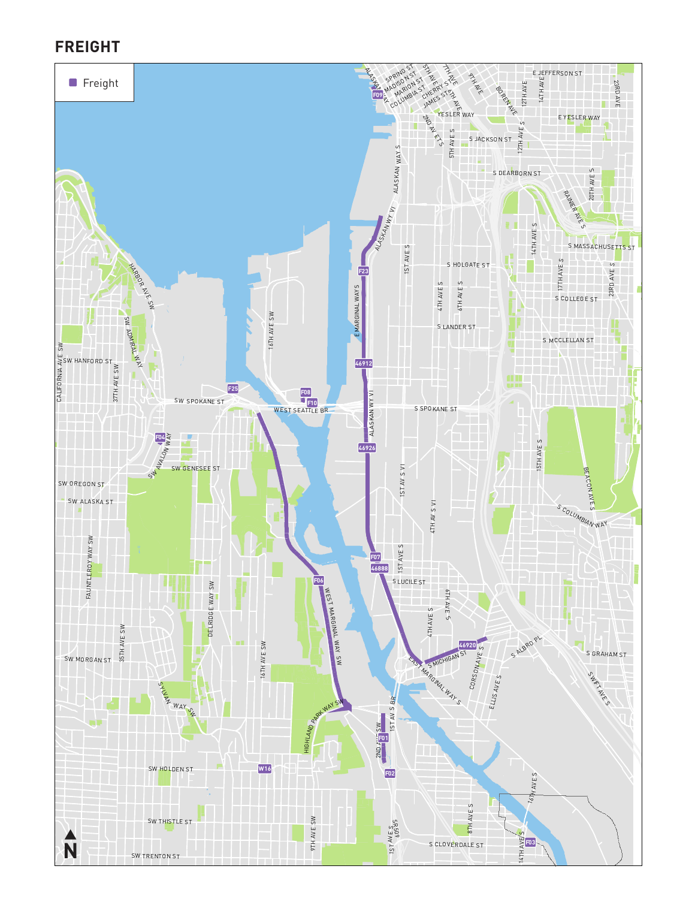# FREIGHT

Freight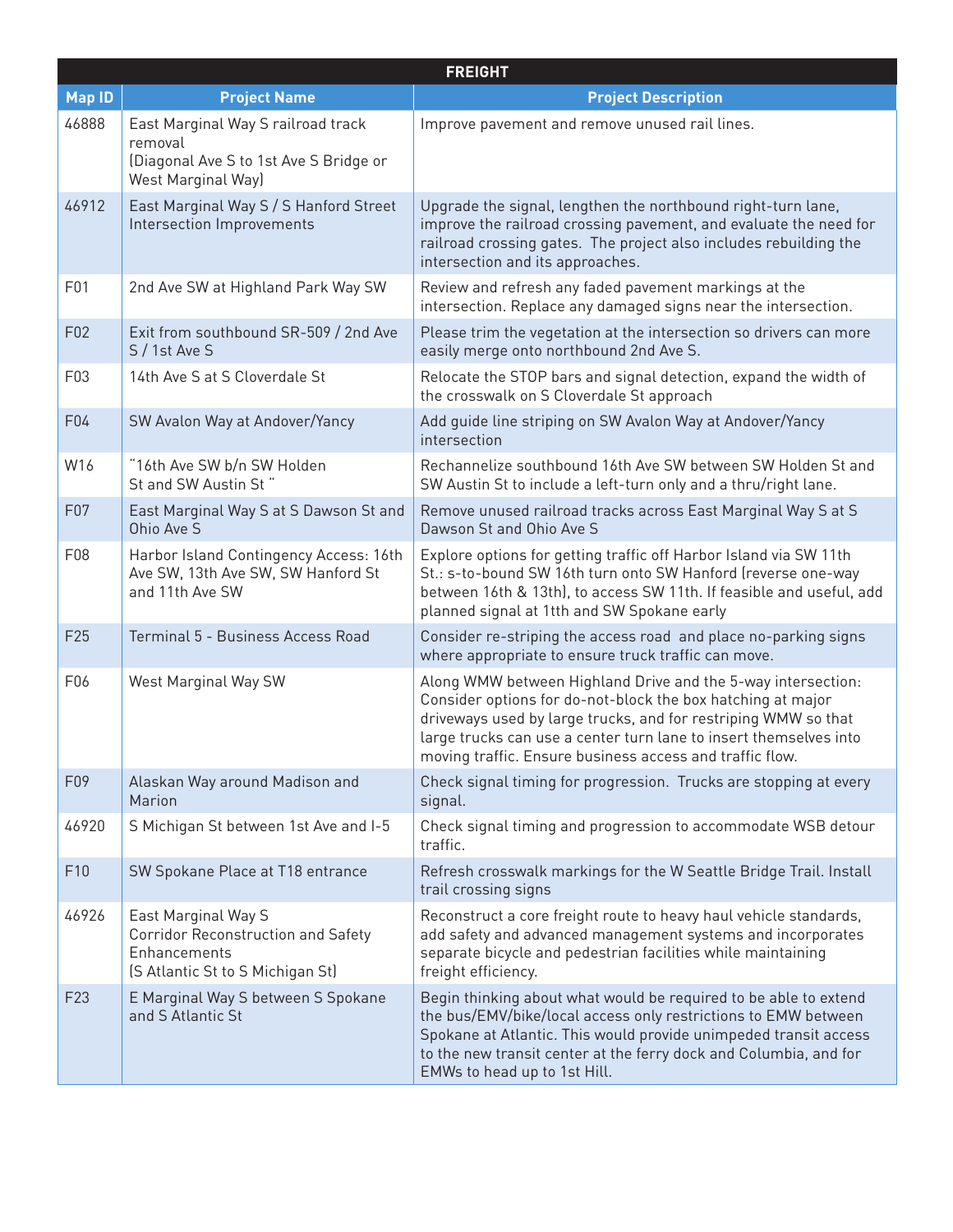| FREIGHT | | |
|---|---|---|
| **Map ID** | **Project Name** | **Project Description** |
| 46888 | East Marginal Way S railroad track removal (Diagonal Ave S to 1st Ave S Bridge or West Marginal Way) | Improve pavement and remove unused rail lines. |
| 46912 | East Marginal Way S / S Hanford Street Intersection Improvements | Upgrade the signal, lengthen the northbound right-turn lane, improve the railroad crossing pavement, and evaluate the need for railroad crossing gates. The project also includes rebuilding the intersection and its approaches. |
| F01 | 2nd Ave SW at Highland Park Way SW | Review and refresh any faded pavement markings at the intersection. Replace any damaged signs near the intersection. |
| F02 | Exit from southbound SR-509 / 2nd Ave S / 1st Ave S | Please trim the vegetation at the intersection so drivers can more easily merge onto northbound 2nd Ave S. |
| F03 | 14th Ave S at S Cloverdale St | Relocate the STOP bars and signal detection, expand the width of the crosswalk on S Cloverdale St approach |
| F04 | SW Avalon Way at Andover/Yancy | Add guide line striping on SW Avalon Way at Andover/Yancy intersection |
| W16 | "16th Ave SW b/n SW Holden St and SW Austin St " | Rechannelize southbound 16th Ave SW between SW Holden St and SW Austin St to include a left-turn only and a thru/right lane. |
| F07 | East Marginal Way S at S Dawson St and Ohio Ave S | Remove unused railroad tracks across East Marginal Way S at S Dawson St and Ohio Ave S |
| F08 | Harbor Island Contingency Access: 16th Ave SW, 13th Ave SW, SW Hanford St and 11th Ave SW | Explore options for getting traffic off Harbor Island via SW 11th St.: s-to-bound SW 16th turn onto SW Hanford (reverse one-way between 16th & 13th), to access SW 11th. If feasible and useful, add planned signal at 1tth and SW Spokane early |
| F25 | Terminal 5 - Business Access Road | Consider re-striping the access road and place no-parking signs where appropriate to ensure truck traffic can move. |
| F06 | West Marginal Way SW | Along WMW between Highland Drive and the 5-way intersection: Consider options for do-not-block the box hatching at major driveways used by large trucks, and for restriping WMW so that large trucks can use a center turn lane to insert themselves into moving traffic. Ensure business access and traffic flow. |
| F09 | Alaskan Way around Madison and Marion | Check signal timing for progression. Trucks are stopping at every signal. |
| 46920 | S Michigan St between 1st Ave and I-5 | Check signal timing and progression to accommodate WSB detour traffic. |
| F10 | SW Spokane Place at T18 entrance | Refresh crosswalk markings for the W Seattle Bridge Trail. Install trail crossing signs |
| 46926 | East Marginal Way S Corridor Reconstruction and Safety Enhancements (S Atlantic St to S Michigan St) | Reconstruct a core freight route to heavy haul vehicle standards, add safety and advanced management systems and incorporates separate bicycle and pedestrian facilities while maintaining freight efficiency. |
| F23 | E Marginal Way S between S Spokane and S Atlantic St | Begin thinking about what would be required to be able to extend the bus/EMV/bike/local access only restrictions to EMW between Spokane at Atlantic. This would provide unimpeded transit access to the new transit center at the ferry dock and Columbia, and for EMWs to head up to 1st Hill. |